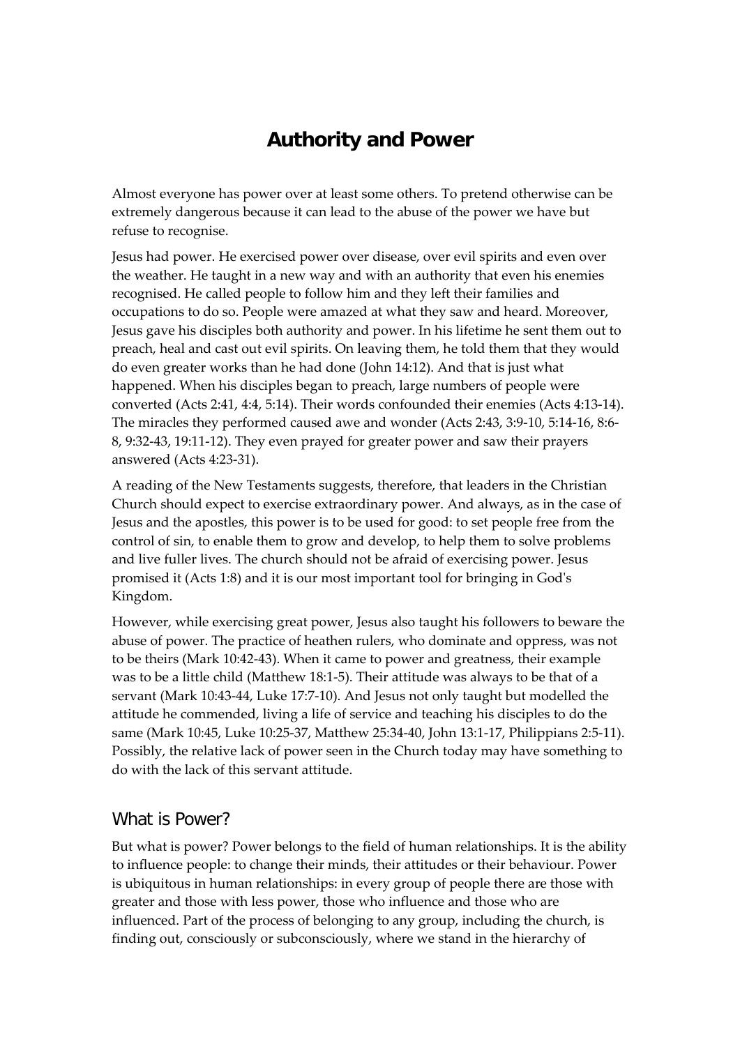# Authority and Power

Almost everyone has power over at least some others. To pretend otherwise can be extremely dangerous because it can lead to the abuse of the power we have but refuse to recognise.

Jesus had power. He exercised power over disease, over evil spirits and even over the weather. He taught in a new way and with an authority that even his enemies recognised. He called people to follow him and they left their families and occupations to do so. People were amazed at what they saw and heard. Moreover, Jesus gave his disciples both authority and power. In his lifetime he sent them out to preach, heal and cast out evil spirits. On leaving them, he told them that they would do even greater works than he had done (John 14:12). And that is just what happened. When his disciples began to preach, large numbers of people were converted (Acts 2:41, 4:4, 5:14). Their words confounded their enemies (Acts 4:13-14). The miracles they performed caused awe and wonder (Acts 2:43, 3:9-10, 5:14-16, 8:6-8, 9:32-43, 19:11-12). They even prayed for greater power and saw their prayers answered (Acts 4:23-31).

A reading of the New Testaments suggests, therefore, that leaders in the Christian Church should expect to exercise extraordinary power. And always, as in the case of Jesus and the apostles, this power is to be used for good: to set people free from the control of sin, to enable them to grow and develop, to help them to solve problems and live fuller lives. The church should not be afraid of exercising power. Jesus promised it (Acts 1:8) and it is our most important tool for bringing in God's Kingdom.

However, while exercising great power, Jesus also taught his followers to beware the abuse of power. The practice of heathen rulers, who dominate and oppress, was not to be theirs (Mark 10:42-43). When it came to power and greatness, their example was to be a little child (Matthew 18:1-5). Their attitude was always to be that of a servant (Mark 10:43-44, Luke 17:7-10). And Jesus not only taught but modelled the attitude he commended, living a life of service and teaching his disciples to do the same (Mark 10:45, Luke 10:25-37, Matthew 25:34-40, John 13:1-17, Philippians 2:5-11). Possibly, the relative lack of power seen in the Church today may have something to do with the lack of this servant attitude.

## What is Power?

But what is power? Power belongs to the field of human relationships. It is the ability to influence people: to change their minds, their attitudes or their behaviour. Power is ubiquitous in human relationships: in every group of people there are those with greater and those with less power, those who influence and those who are influenced. Part of the process of belonging to any group, including the church, is finding out, consciously or subconsciously, where we stand in the hierarchy of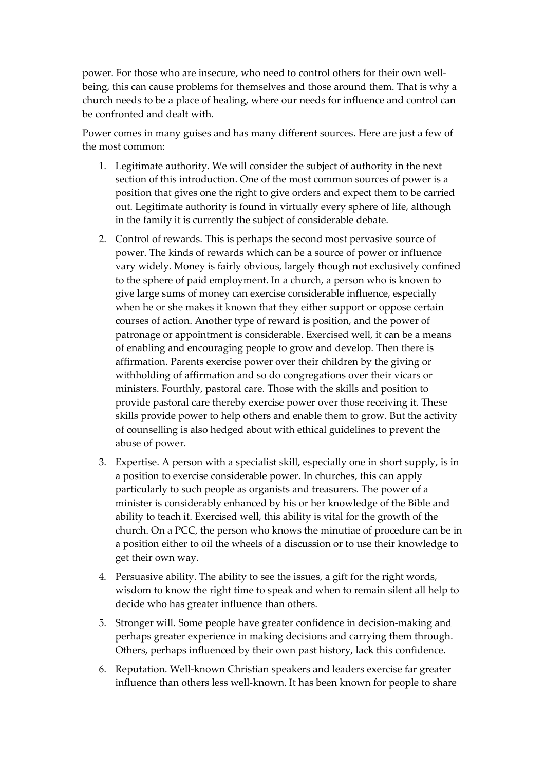power. For those who are insecure, who need to control others for their own well-being, this can cause problems for themselves and those around them. That is why a church needs to be a place of healing, where our needs for influence and control can be confronted and dealt with.

Power comes in many guises and has many different sources. Here are just a few of the most common:

1. Legitimate authority. We will consider the subject of authority in the next section of this introduction. One of the most common sources of power is a position that gives one the right to give orders and expect them to be carried out. Legitimate authority is found in virtually every sphere of life, although in the family it is currently the subject of considerable debate.
2. Control of rewards. This is perhaps the second most pervasive source of power. The kinds of rewards which can be a source of power or influence vary widely. Money is fairly obvious, largely though not exclusively confined to the sphere of paid employment. In a church, a person who is known to give large sums of money can exercise considerable influence, especially when he or she makes it known that they either support or oppose certain courses of action. Another type of reward is position, and the power of patronage or appointment is considerable. Exercised well, it can be a means of enabling and encouraging people to grow and develop. Then there is affirmation. Parents exercise power over their children by the giving or withholding of affirmation and so do congregations over their vicars or ministers. Fourthly, pastoral care. Those with the skills and position to provide pastoral care thereby exercise power over those receiving it. These skills provide power to help others and enable them to grow. But the activity of counselling is also hedged about with ethical guidelines to prevent the abuse of power.
3. Expertise. A person with a specialist skill, especially one in short supply, is in a position to exercise considerable power. In churches, this can apply particularly to such people as organists and treasurers. The power of a minister is considerably enhanced by his or her knowledge of the Bible and ability to teach it. Exercised well, this ability is vital for the growth of the church. On a PCC, the person who knows the minutiae of procedure can be in a position either to oil the wheels of a discussion or to use their knowledge to get their own way.
4. Persuasive ability. The ability to see the issues, a gift for the right words, wisdom to know the right time to speak and when to remain silent all help to decide who has greater influence than others.
5. Stronger will. Some people have greater confidence in decision-making and perhaps greater experience in making decisions and carrying them through. Others, perhaps influenced by their own past history, lack this confidence.
6. Reputation. Well-known Christian speakers and leaders exercise far greater influence than others less well-known. It has been known for people to share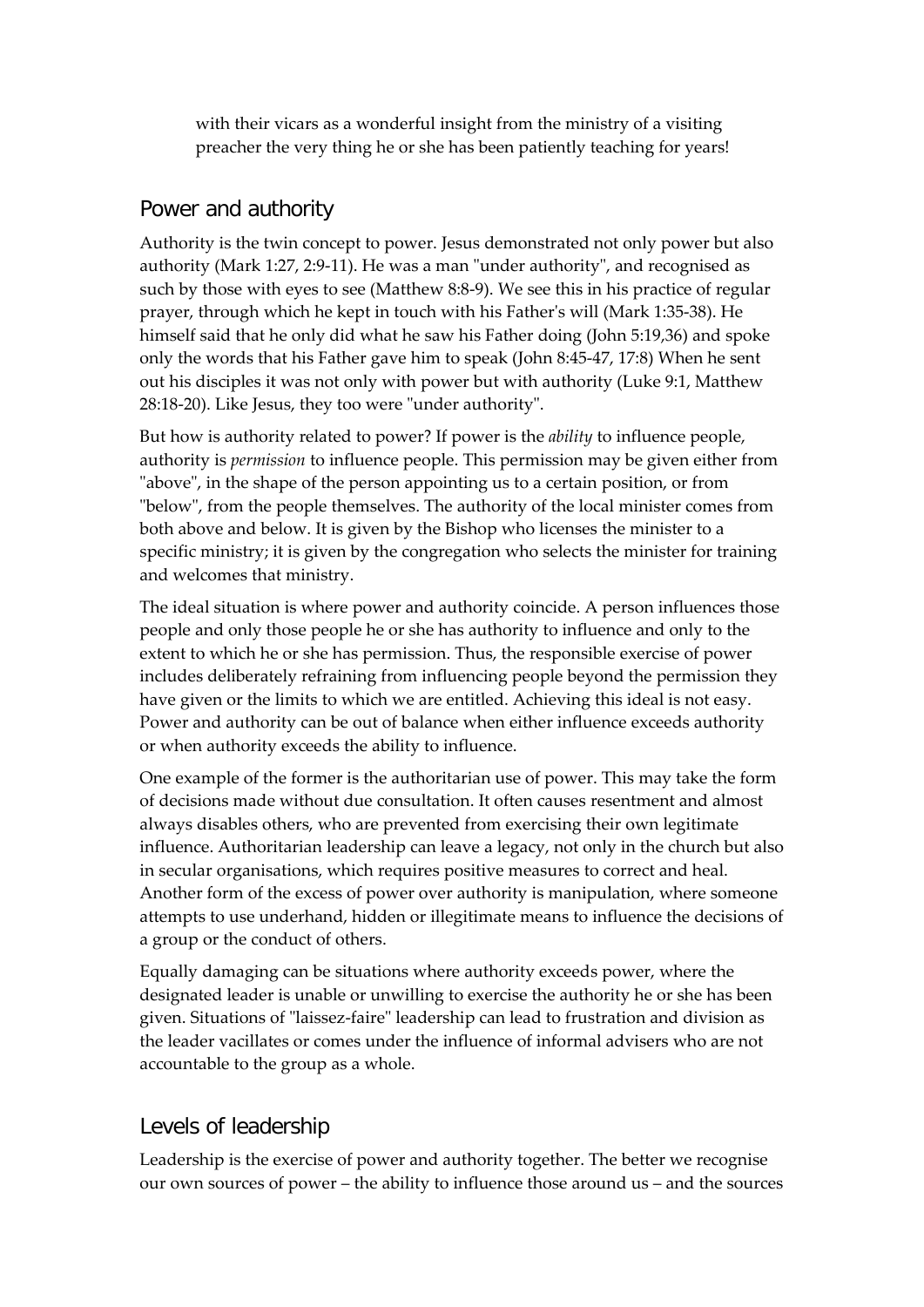with their vicars as a wonderful insight from the ministry of a visiting preacher the very thing he or she has been patiently teaching for years!

## Power and authority

Authority is the twin concept to power. Jesus demonstrated not only power but also authority (Mark 1:27, 2:9-11). He was a man "under authority", and recognised as such by those with eyes to see (Matthew 8:8-9). We see this in his practice of regular prayer, through which he kept in touch with his Father's will (Mark 1:35-38). He himself said that he only did what he saw his Father doing (John 5:19,36) and spoke only the words that his Father gave him to speak (John 8:45-47, 17:8) When he sent out his disciples it was not only with power but with authority (Luke 9:1, Matthew 28:18-20). Like Jesus, they too were "under authority".

But how is authority related to power? If power is the *ability* to influence people, authority is *permission* to influence people. This permission may be given either from "above", in the shape of the person appointing us to a certain position, or from "below", from the people themselves. The authority of the local minister comes from both above and below. It is given by the Bishop who licenses the minister to a specific ministry; it is given by the congregation who selects the minister for training and welcomes that ministry.

The ideal situation is where power and authority coincide. A person influences those people and only those people he or she has authority to influence and only to the extent to which he or she has permission. Thus, the responsible exercise of power includes deliberately refraining from influencing people beyond the permission they have given or the limits to which we are entitled. Achieving this ideal is not easy. Power and authority can be out of balance when either influence exceeds authority or when authority exceeds the ability to influence.

One example of the former is the authoritarian use of power. This may take the form of decisions made without due consultation. It often causes resentment and almost always disables others, who are prevented from exercising their own legitimate influence. Authoritarian leadership can leave a legacy, not only in the church but also in secular organisations, which requires positive measures to correct and heal. Another form of the excess of power over authority is manipulation, where someone attempts to use underhand, hidden or illegitimate means to influence the decisions of a group or the conduct of others.

Equally damaging can be situations where authority exceeds power, where the designated leader is unable or unwilling to exercise the authority he or she has been given. Situations of "laissez-faire" leadership can lead to frustration and division as the leader vacillates or comes under the influence of informal advisers who are not accountable to the group as a whole.

## Levels of leadership

Leadership is the exercise of power and authority together. The better we recognise our own sources of power – the ability to influence those around us – and the sources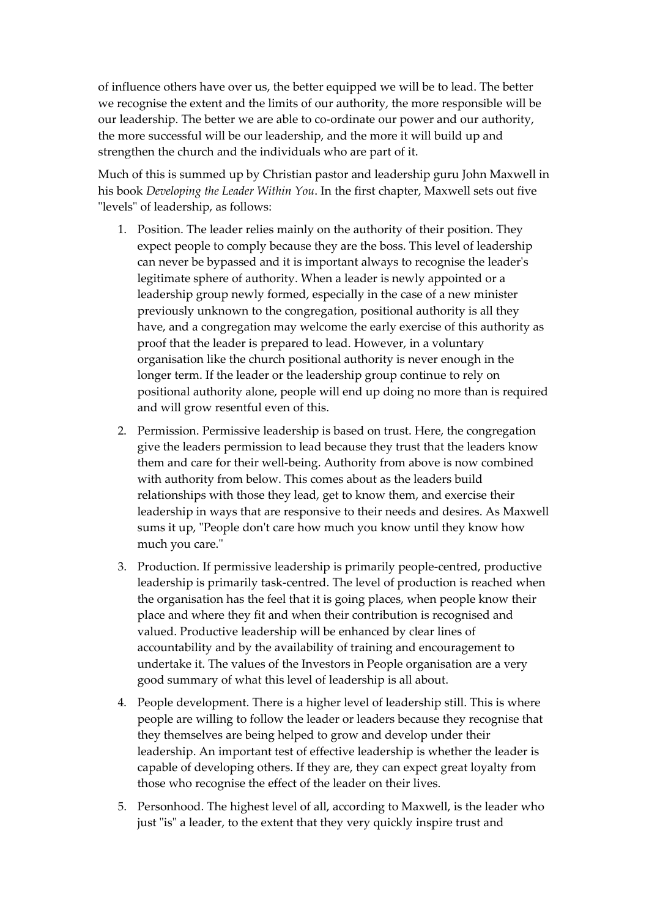of influence others have over us, the better equipped we will be to lead. The better we recognise the extent and the limits of our authority, the more responsible will be our leadership. The better we are able to co-ordinate our power and our authority, the more successful will be our leadership, and the more it will build up and strengthen the church and the individuals who are part of it.

Much of this is summed up by Christian pastor and leadership guru John Maxwell in his book *Developing the Leader Within You*. In the first chapter, Maxwell sets out five "levels" of leadership, as follows:

1. Position. The leader relies mainly on the authority of their position. They expect people to comply because they are the boss. This level of leadership can never be bypassed and it is important always to recognise the leader's legitimate sphere of authority. When a leader is newly appointed or a leadership group newly formed, especially in the case of a new minister previously unknown to the congregation, positional authority is all they have, and a congregation may welcome the early exercise of this authority as proof that the leader is prepared to lead. However, in a voluntary organisation like the church positional authority is never enough in the longer term. If the leader or the leadership group continue to rely on positional authority alone, people will end up doing no more than is required and will grow resentful even of this.

2. Permission. Permissive leadership is based on trust. Here, the congregation give the leaders permission to lead because they trust that the leaders know them and care for their well-being. Authority from above is now combined with authority from below. This comes about as the leaders build relationships with those they lead, get to know them, and exercise their leadership in ways that are responsive to their needs and desires. As Maxwell sums it up, "People don't care how much you know until they know how much you care."

3. Production. If permissive leadership is primarily people-centred, productive leadership is primarily task-centred. The level of production is reached when the organisation has the feel that it is going places, when people know their place and where they fit and when their contribution is recognised and valued. Productive leadership will be enhanced by clear lines of accountability and by the availability of training and encouragement to undertake it. The values of the Investors in People organisation are a very good summary of what this level of leadership is all about.

4. People development. There is a higher level of leadership still. This is where people are willing to follow the leader or leaders because they recognise that they themselves are being helped to grow and develop under their leadership. An important test of effective leadership is whether the leader is capable of developing others. If they are, they can expect great loyalty from those who recognise the effect of the leader on their lives.

5. Personhood. The highest level of all, according to Maxwell, is the leader who just "is" a leader, to the extent that they very quickly inspire trust and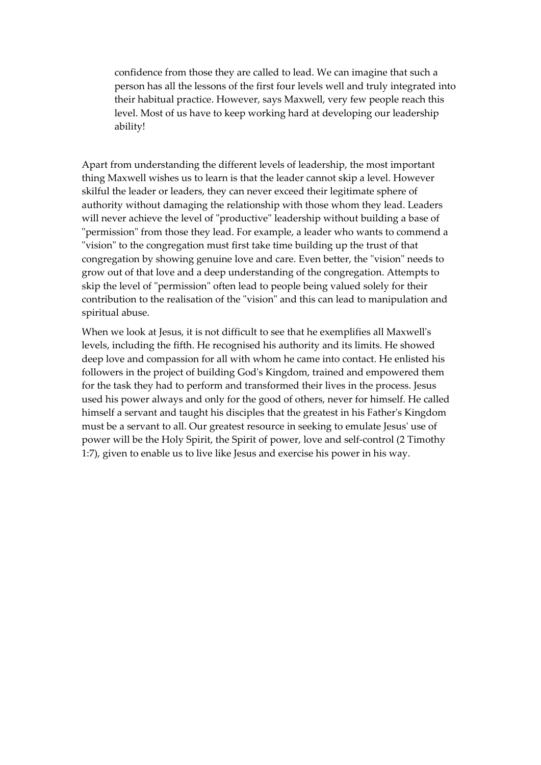confidence from those they are called to lead. We can imagine that such a person has all the lessons of the first four levels well and truly integrated into their habitual practice. However, says Maxwell, very few people reach this level. Most of us have to keep working hard at developing our leadership ability!

Apart from understanding the different levels of leadership, the most important thing Maxwell wishes us to learn is that the leader cannot skip a level. However skilful the leader or leaders, they can never exceed their legitimate sphere of authority without damaging the relationship with those whom they lead. Leaders will never achieve the level of "productive" leadership without building a base of "permission" from those they lead. For example, a leader who wants to commend a "vision" to the congregation must first take time building up the trust of that congregation by showing genuine love and care. Even better, the "vision" needs to grow out of that love and a deep understanding of the congregation. Attempts to skip the level of "permission" often lead to people being valued solely for their contribution to the realisation of the "vision" and this can lead to manipulation and spiritual abuse.

When we look at Jesus, it is not difficult to see that he exemplifies all Maxwell's levels, including the fifth. He recognised his authority and its limits. He showed deep love and compassion for all with whom he came into contact. He enlisted his followers in the project of building God's Kingdom, trained and empowered them for the task they had to perform and transformed their lives in the process. Jesus used his power always and only for the good of others, never for himself. He called himself a servant and taught his disciples that the greatest in his Father's Kingdom must be a servant to all. Our greatest resource in seeking to emulate Jesus' use of power will be the Holy Spirit, the Spirit of power, love and self-control (2 Timothy 1:7), given to enable us to live like Jesus and exercise his power in his way.